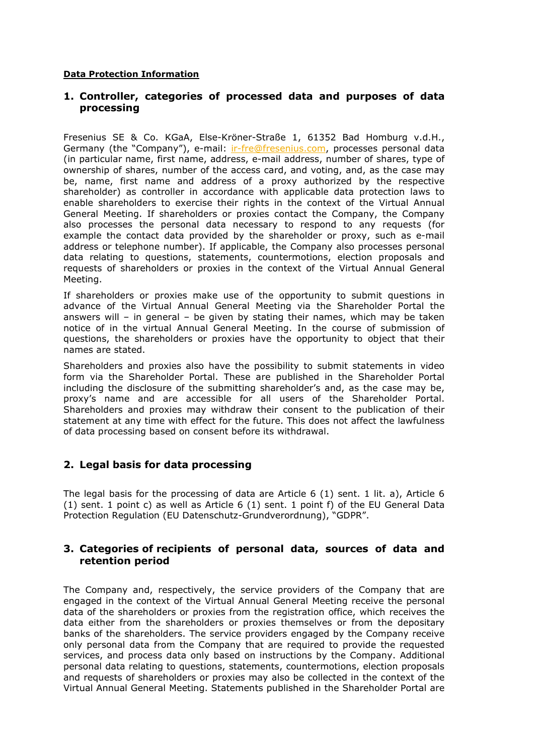**Data Protection Information**

## 1. Controller, categories of processed data and purposes of data processing

Fresenius SE & Co. KGaA, Else-Kröner-Straße 1, 61352 Bad Homburg v.d.H., Germany (the "Company"), e-mail: ir-fre@fresenius.com, processes personal data (in particular name, first name, address, e-mail address, number of shares, type of ownership of shares, number of the access card, and voting, and, as the case may be, name, first name and address of a proxy authorized by the respective shareholder) as controller in accordance with applicable data protection laws to enable shareholders to exercise their rights in the context of the Virtual Annual General Meeting. If shareholders or proxies contact the Company, the Company also processes the personal data necessary to respond to any requests (for example the contact data provided by the shareholder or proxy, such as e-mail address or telephone number). If applicable, the Company also processes personal data relating to questions, statements, countermotions, election proposals and requests of shareholders or proxies in the context of the Virtual Annual General Meeting.

If shareholders or proxies make use of the opportunity to submit questions in advance of the Virtual Annual General Meeting via the Shareholder Portal the answers will – in general – be given by stating their names, which may be taken notice of in the virtual Annual General Meeting. In the course of submission of questions, the shareholders or proxies have the opportunity to object that their names are stated.

Shareholders and proxies also have the possibility to submit statements in video form via the Shareholder Portal. These are published in the Shareholder Portal including the disclosure of the submitting shareholder's and, as the case may be, proxy's name and are accessible for all users of the Shareholder Portal. Shareholders and proxies may withdraw their consent to the publication of their statement at any time with effect for the future. This does not affect the lawfulness of data processing based on consent before its withdrawal.

## 2. Legal basis for data processing

The legal basis for the processing of data are Article 6 (1) sent. 1 lit. a), Article 6 (1) sent. 1 point c) as well as Article 6 (1) sent. 1 point f) of the EU General Data Protection Regulation (EU Datenschutz-Grundverordnung), "GDPR".

## 3. Categories of recipients of personal data, sources of data and retention period

The Company and, respectively, the service providers of the Company that are engaged in the context of the Virtual Annual General Meeting receive the personal data of the shareholders or proxies from the registration office, which receives the data either from the shareholders or proxies themselves or from the depositary banks of the shareholders. The service providers engaged by the Company receive only personal data from the Company that are required to provide the requested services, and process data only based on instructions by the Company. Additional personal data relating to questions, statements, countermotions, election proposals and requests of shareholders or proxies may also be collected in the context of the Virtual Annual General Meeting. Statements published in the Shareholder Portal are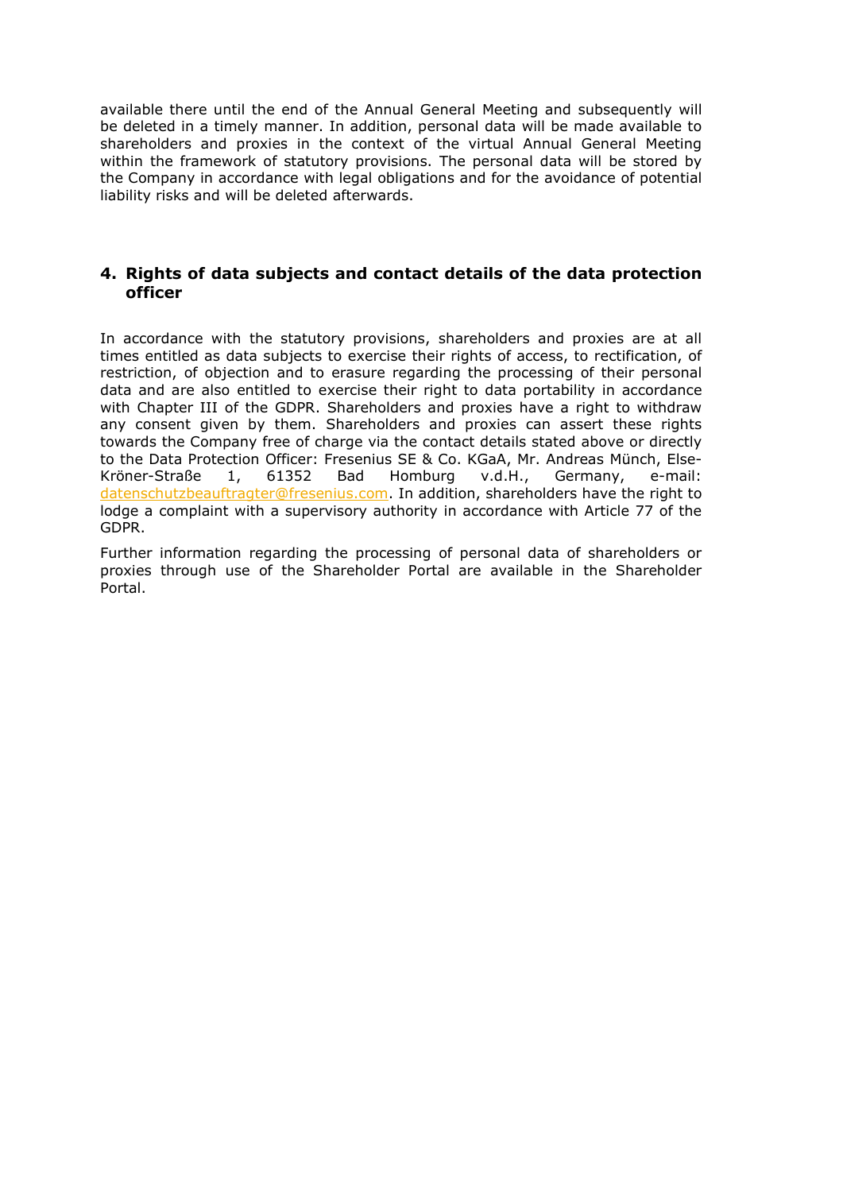available there until the end of the Annual General Meeting and subsequently will be deleted in a timely manner. In addition, personal data will be made available to shareholders and proxies in the context of the virtual Annual General Meeting within the framework of statutory provisions. The personal data will be stored by the Company in accordance with legal obligations and for the avoidance of potential liability risks and will be deleted afterwards.

## 4. Rights of data subjects and contact details of the data protection officer

In accordance with the statutory provisions, shareholders and proxies are at all times entitled as data subjects to exercise their rights of access, to rectification, of restriction, of objection and to erasure regarding the processing of their personal data and are also entitled to exercise their right to data portability in accordance with Chapter III of the GDPR. Shareholders and proxies have a right to withdraw any consent given by them. Shareholders and proxies can assert these rights towards the Company free of charge via the contact details stated above or directly to the Data Protection Officer: Fresenius SE & Co. KGaA, Mr. Andreas Münch, Else-Kröner-Straße 1, 61352 Bad Homburg v.d.H., Germany, e-mail: datenschutzbeauftragter@fresenius.com. In addition, shareholders have the right to lodge a complaint with a supervisory authority in accordance with Article 77 of the GDPR.

Further information regarding the processing of personal data of shareholders or proxies through use of the Shareholder Portal are available in the Shareholder Portal.